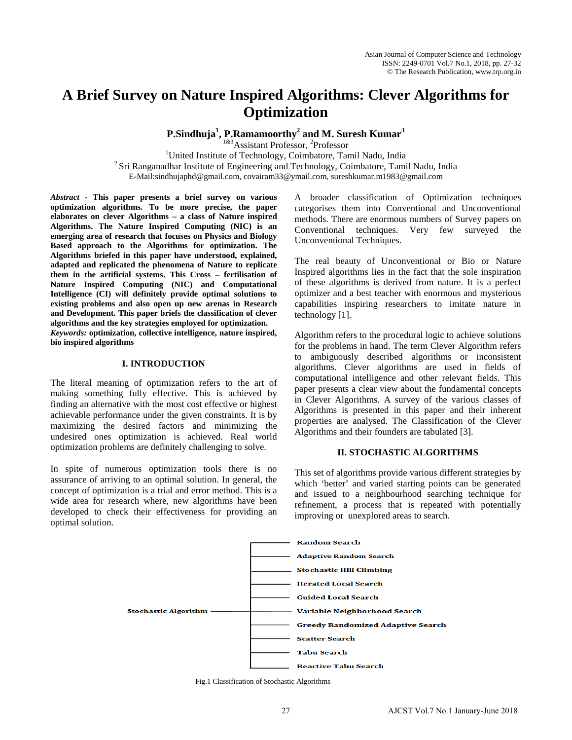# A Brief Survey on Nature Inspired Algorithms: Clever Algorithms for Optimization

**P.Sindhuja[1], P.Ramamoorthy[2] and M. Suresh Kumar[3]**

[1&3]Assistant Professor, [2]Professor

[1]United Institute of Technology, Coimbatore, Tamil Nadu, India

[2] Sri Ranganadhar Institute of Engineering and Technology, Coimbatore, Tamil Nadu, India

E-Mail:sindhujaphd@gmail.com, covairam33@ymail.com, sureshkumar.m1983@gmail.com

***Abstract* - This paper presents a brief survey on various optimization algorithms. To be more precise, the paper elaborates on clever Algorithms – a class of Nature inspired Algorithms. The Nature Inspired Computing (NIC) is an emerging area of research that focuses on Physics and Biology Based approach to the Algorithms for optimization. The Algorithms briefed in this paper have understood, explained, adapted and replicated the phenomena of Nature to replicate them in the artificial systems. This Cross – fertilisation of Nature Inspired Computing (NIC) and Computational Intelligence (CI) will definitely provide optimal solutions to existing problems and also open up new arenas in Research and Development. This paper briefs the classification of clever algorithms and the key strategies employed for optimization.**

***Keywords:* optimization, collective intelligence, nature inspired, bio inspired algorithms**

## I. INTRODUCTION

The literal meaning of optimization refers to the art of making something fully effective. This is achieved by finding an alternative with the most cost effective or highest achievable performance under the given constraints. It is by maximizing the desired factors and minimizing the undesired ones optimization is achieved. Real world optimization problems are definitely challenging to solve.

In spite of numerous optimization tools there is no assurance of arriving to an optimal solution. In general, the concept of optimization is a trial and error method. This is a wide area for research where, new algorithms have been developed to check their effectiveness for providing an optimal solution.

A broader classification of Optimization techniques categorises them into Conventional and Unconventional methods. There are enormous numbers of Survey papers on Conventional techniques. Very few surveyed the Unconventional Techniques.

The real beauty of Unconventional or Bio or Nature Inspired algorithms lies in the fact that the sole inspiration of these algorithms is derived from nature. It is a perfect optimizer and a best teacher with enormous and mysterious capabilities inspiring researchers to imitate nature in technology [1].

Algorithm refers to the procedural logic to achieve solutions for the problems in hand. The term Clever Algorithm refers to ambiguously described algorithms or inconsistent algorithms. Clever algorithms are used in fields of computational intelligence and other relevant fields. This paper presents a clear view about the fundamental concepts in Clever Algorithms. A survey of the various classes of Algorithms is presented in this paper and their inherent properties are analysed. The Classification of the Clever Algorithms and their founders are tabulated [3].

## II. STOCHASTIC ALGORITHMS

This set of algorithms provide various different strategies by which 'better' and varied starting points can be generated and issued to a neighbourhood searching technique for refinement, a process that is repeated with potentially improving or unexplored areas to search.

Stochastic Algorithm
- Random Search
- Adaptive Random Search
- Stochastic Hill Climbing
- Iterated Local Search
- Guided Local Search
- Variable Neighborhood Search
- Greedy Randomized Adaptive Search
- Scatter Search
- Tabu Search
- Reactive Tabu Search

Fig.1 Classification of Stochastic Algorithms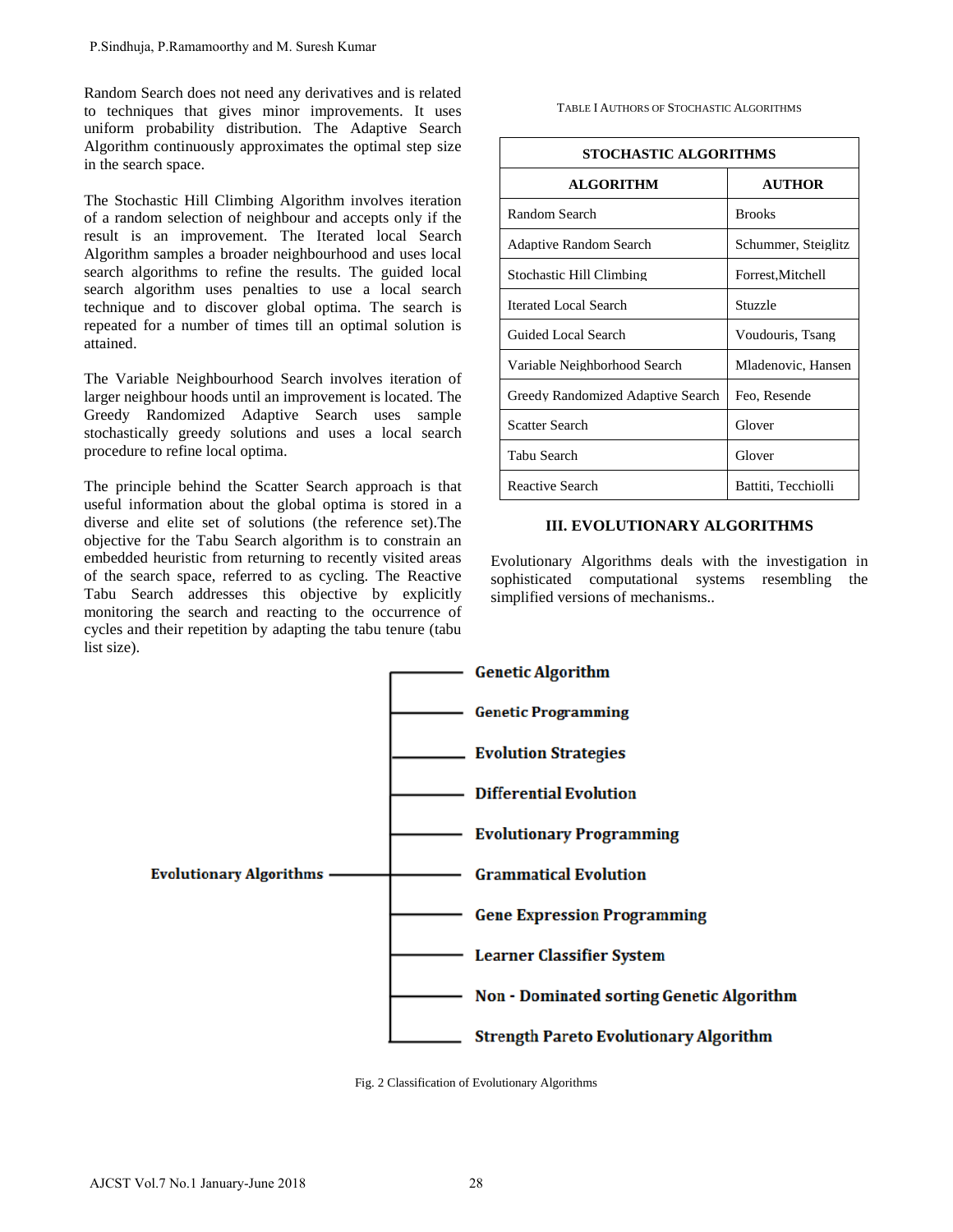Random Search does not need any derivatives and is related to techniques that gives minor improvements. It uses uniform probability distribution. The Adaptive Search Algorithm continuously approximates the optimal step size in the search space.

The Stochastic Hill Climbing Algorithm involves iteration of a random selection of neighbour and accepts only if the result is an improvement. The Iterated local Search Algorithm samples a broader neighbourhood and uses local search algorithms to refine the results. The guided local search algorithm uses penalties to use a local search technique and to discover global optima. The search is repeated for a number of times till an optimal solution is attained.

The Variable Neighbourhood Search involves iteration of larger neighbour hoods until an improvement is located. The Greedy Randomized Adaptive Search uses sample stochastically greedy solutions and uses a local search procedure to refine local optima.

The principle behind the Scatter Search approach is that useful information about the global optima is stored in a diverse and elite set of solutions (the reference set).The objective for the Tabu Search algorithm is to constrain an embedded heuristic from returning to recently visited areas of the search space, referred to as cycling. The Reactive Tabu Search addresses this objective by explicitly monitoring the search and reacting to the occurrence of cycles and their repetition by adapting the tabu tenure (tabu list size).

TABLE I AUTHORS OF STOCHASTIC ALGORITHMS

| STOCHASTIC ALGORITHMS | |
|---|---|
| **ALGORITHM** | **AUTHOR** |
| Random Search | Brooks |
| Adaptive Random Search | Schummer, Steiglitz |
| Stochastic Hill Climbing | Forrest,Mitchell |
| Iterated Local Search | Stuzzle |
| Guided Local Search | Voudouris, Tsang |
| Variable Neighborhood Search | Mladenovic, Hansen |
| Greedy Randomized Adaptive Search | Feo, Resende |
| Scatter Search | Glover |
| Tabu Search | Glover |
| Reactive Search | Battiti, Tecchiolli |

## III. EVOLUTIONARY ALGORITHMS

Evolutionary Algorithms deals with the investigation in sophisticated computational systems resembling the simplified versions of mechanisms..

**Evolutionary Algorithms**
- **Genetic Algorithm**
- **Genetic Programming**
- **Evolution Strategies**
- **Differential Evolution**
- **Evolutionary Programming**
- **Grammatical Evolution**
- **Gene Expression Programming**
- **Learner Classifier System**
- **Non - Dominated sorting Genetic Algorithm**
- **Strength Pareto Evolutionary Algorithm**

Fig. 2 Classification of Evolutionary Algorithms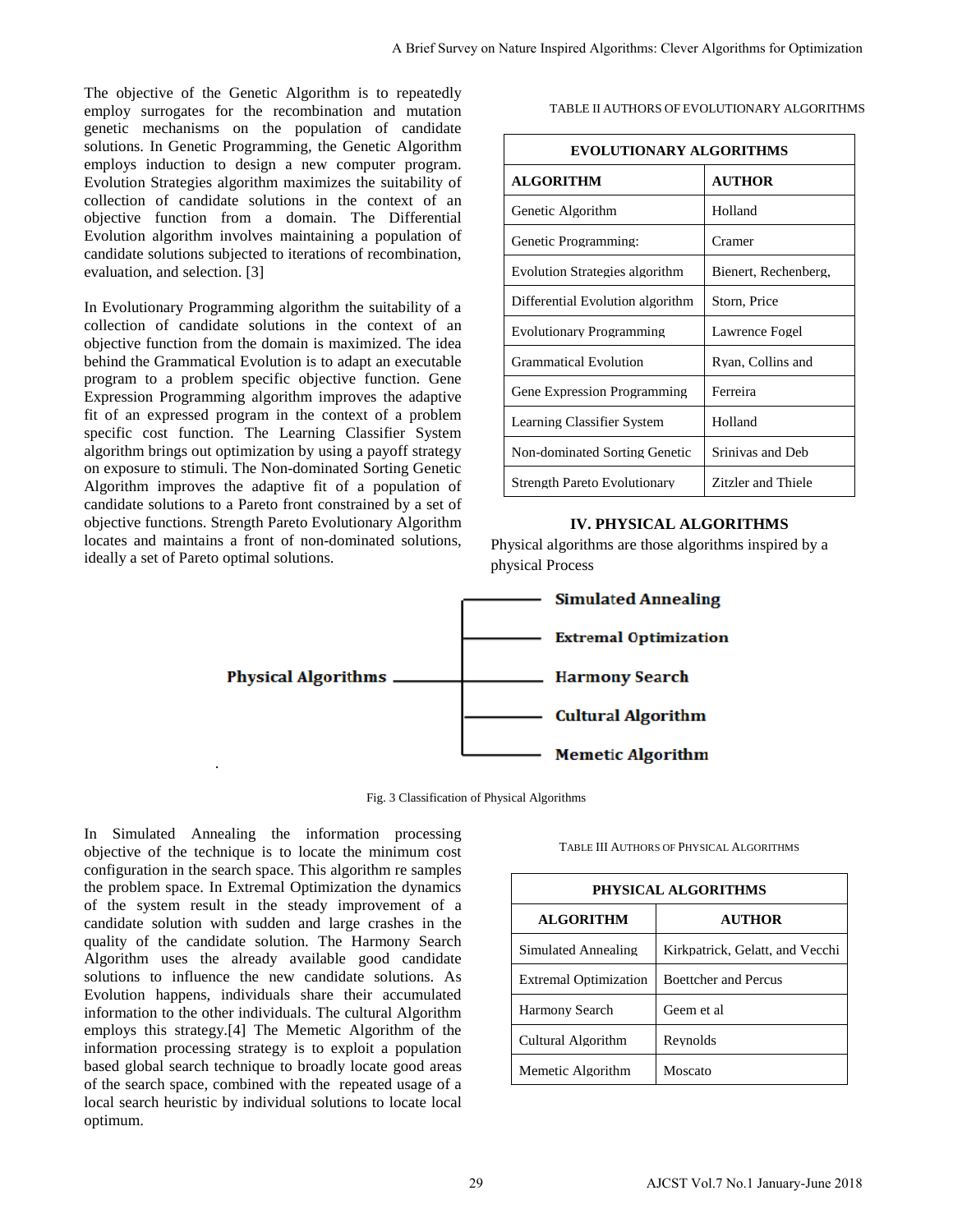The objective of the Genetic Algorithm is to repeatedly employ surrogates for the recombination and mutation genetic mechanisms on the population of candidate solutions. In Genetic Programming, the Genetic Algorithm employs induction to design a new computer program. Evolution Strategies algorithm maximizes the suitability of collection of candidate solutions in the context of an objective function from a domain. The Differential Evolution algorithm involves maintaining a population of candidate solutions subjected to iterations of recombination, evaluation, and selection. [3]

In Evolutionary Programming algorithm the suitability of a collection of candidate solutions in the context of an objective function from the domain is maximized. The idea behind the Grammatical Evolution is to adapt an executable program to a problem specific objective function. Gene Expression Programming algorithm improves the adaptive fit of an expressed program in the context of a problem specific cost function. The Learning Classifier System algorithm brings out optimization by using a payoff strategy on exposure to stimuli. The Non-dominated Sorting Genetic Algorithm improves the adaptive fit of a population of candidate solutions to a Pareto front constrained by a set of objective functions. Strength Pareto Evolutionary Algorithm locates and maintains a front of non-dominated solutions, ideally a set of Pareto optimal solutions.

TABLE II AUTHORS OF EVOLUTIONARY ALGORITHMS

| EVOLUTIONARY ALGORITHMS | |
|---|---|
| **ALGORITHM** | **AUTHOR** |
| Genetic Algorithm | Holland |
| Genetic Programming: | Cramer |
| Evolution Strategies algorithm | Bienert, Rechenberg, |
| Differential Evolution algorithm | Storn, Price |
| Evolutionary Programming | Lawrence Fogel |
| Grammatical Evolution | Ryan, Collins and |
| Gene Expression Programming | Ferreira |
| Learning Classifier System | Holland |
| Non-dominated Sorting Genetic | Srinivas and Deb |
| Strength Pareto Evolutionary | Zitzler and Thiele |

## IV. PHYSICAL ALGORITHMS

Physical algorithms are those algorithms inspired by a physical Process

Physical Algorithms
- Simulated Annealing
- Extremal Optimization
- Harmony Search
- Cultural Algorithm
- Memetic Algorithm

Fig. 3 Classification of Physical Algorithms

In Simulated Annealing the information processing objective of the technique is to locate the minimum cost configuration in the search space. This algorithm re samples the problem space. In Extremal Optimization the dynamics of the system result in the steady improvement of a candidate solution with sudden and large crashes in the quality of the candidate solution. The Harmony Search Algorithm uses the already available good candidate solutions to influence the new candidate solutions. As Evolution happens, individuals share their accumulated information to the other individuals. The cultural Algorithm employs this strategy.[4] The Memetic Algorithm of the information processing strategy is to exploit a population based global search technique to broadly locate good areas of the search space, combined with the repeated usage of a local search heuristic by individual solutions to locate local optimum.

TABLE III AUTHORS OF PHYSICAL ALGORITHMS

| PHYSICAL ALGORITHMS | |
|---|---|
| **ALGORITHM** | **AUTHOR** |
| Simulated Annealing | Kirkpatrick, Gelatt, and Vecchi |
| Extremal Optimization | Boettcher and Percus |
| Harmony Search | Geem et al |
| Cultural Algorithm | Reynolds |
| Memetic Algorithm | Moscato |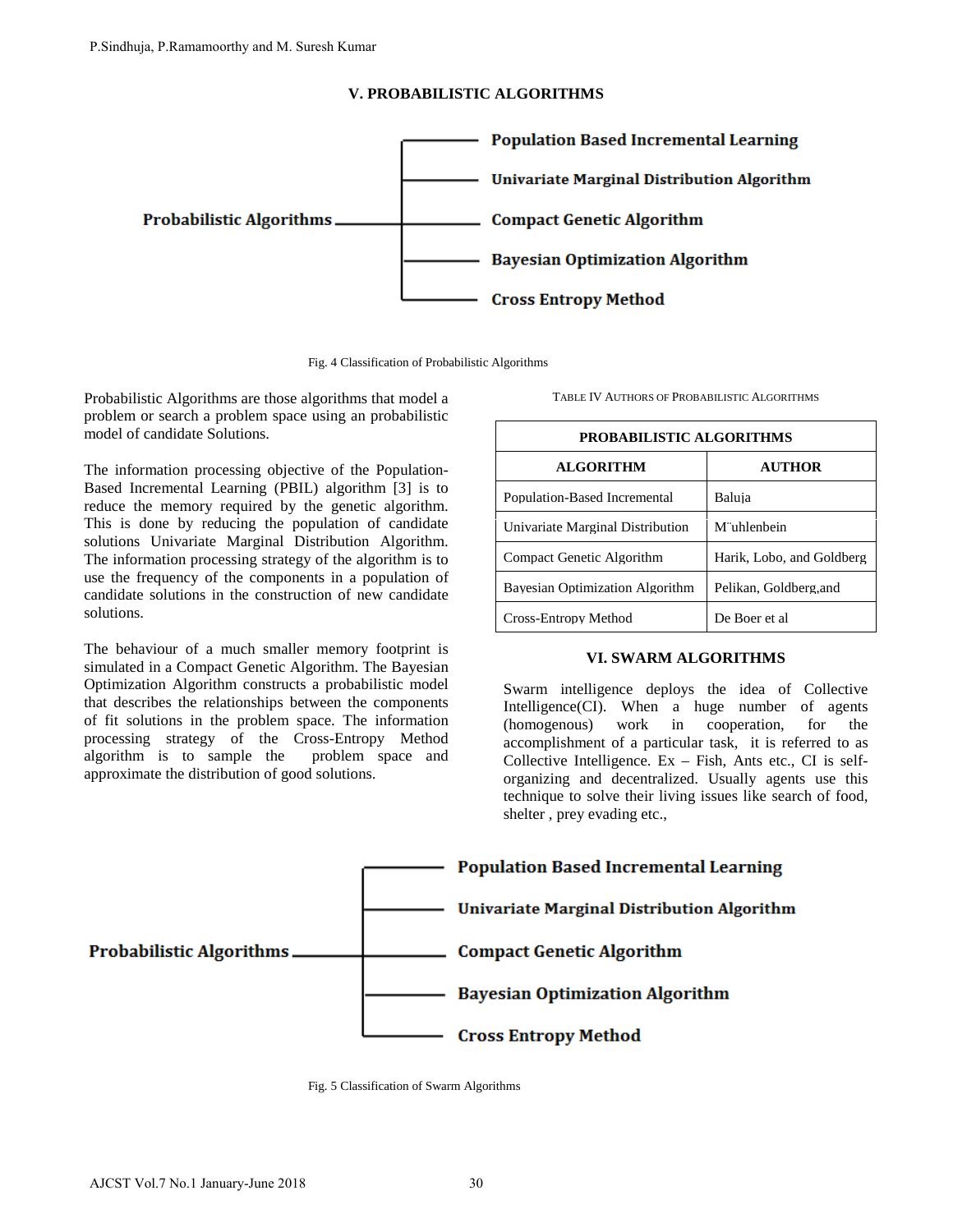## V. PROBABILISTIC ALGORITHMS

Probabilistic Algorithms
- Population Based Incremental Learning
- Univariate Marginal Distribution Algorithm
- Compact Genetic Algorithm
- Bayesian Optimization Algorithm
- Cross Entropy Method

Fig. 4 Classification of Probabilistic Algorithms

Probabilistic Algorithms are those algorithms that model a problem or search a problem space using an probabilistic model of candidate Solutions.

The information processing objective of the Population-Based Incremental Learning (PBIL) algorithm [3] is to reduce the memory required by the genetic algorithm. This is done by reducing the population of candidate solutions Univariate Marginal Distribution Algorithm. The information processing strategy of the algorithm is to use the frequency of the components in a population of candidate solutions in the construction of new candidate solutions.

The behaviour of a much smaller memory footprint is simulated in a Compact Genetic Algorithm. The Bayesian Optimization Algorithm constructs a probabilistic model that describes the relationships between the components of fit solutions in the problem space. The information processing strategy of the Cross-Entropy Method algorithm is to sample the problem space and approximate the distribution of good solutions.

TABLE IV AUTHORS OF PROBABILISTIC ALGORITHMS

| PROBABILISTIC ALGORITHMS | |
|---|---|
| **ALGORITHM** | **AUTHOR** |
| Population-Based Incremental | Baluja |
| Univariate Marginal Distribution | M¨uhlenbein |
| Compact Genetic Algorithm | Harik, Lobo, and Goldberg |
| Bayesian Optimization Algorithm | Pelikan, Goldberg,and |
| Cross-Entropy Method | De Boer et al |

## VI. SWARM ALGORITHMS

Swarm intelligence deploys the idea of Collective Intelligence(CI). When a huge number of agents (homogenous) work in cooperation, for the accomplishment of a particular task, it is referred to as Collective Intelligence. Ex – Fish, Ants etc., CI is self-organizing and decentralized. Usually agents use this technique to solve their living issues like search of food, shelter , prey evading etc.,

Probabilistic Algorithms
- Population Based Incremental Learning
- Univariate Marginal Distribution Algorithm
- Compact Genetic Algorithm
- Bayesian Optimization Algorithm
- Cross Entropy Method

Fig. 5 Classification of Swarm Algorithms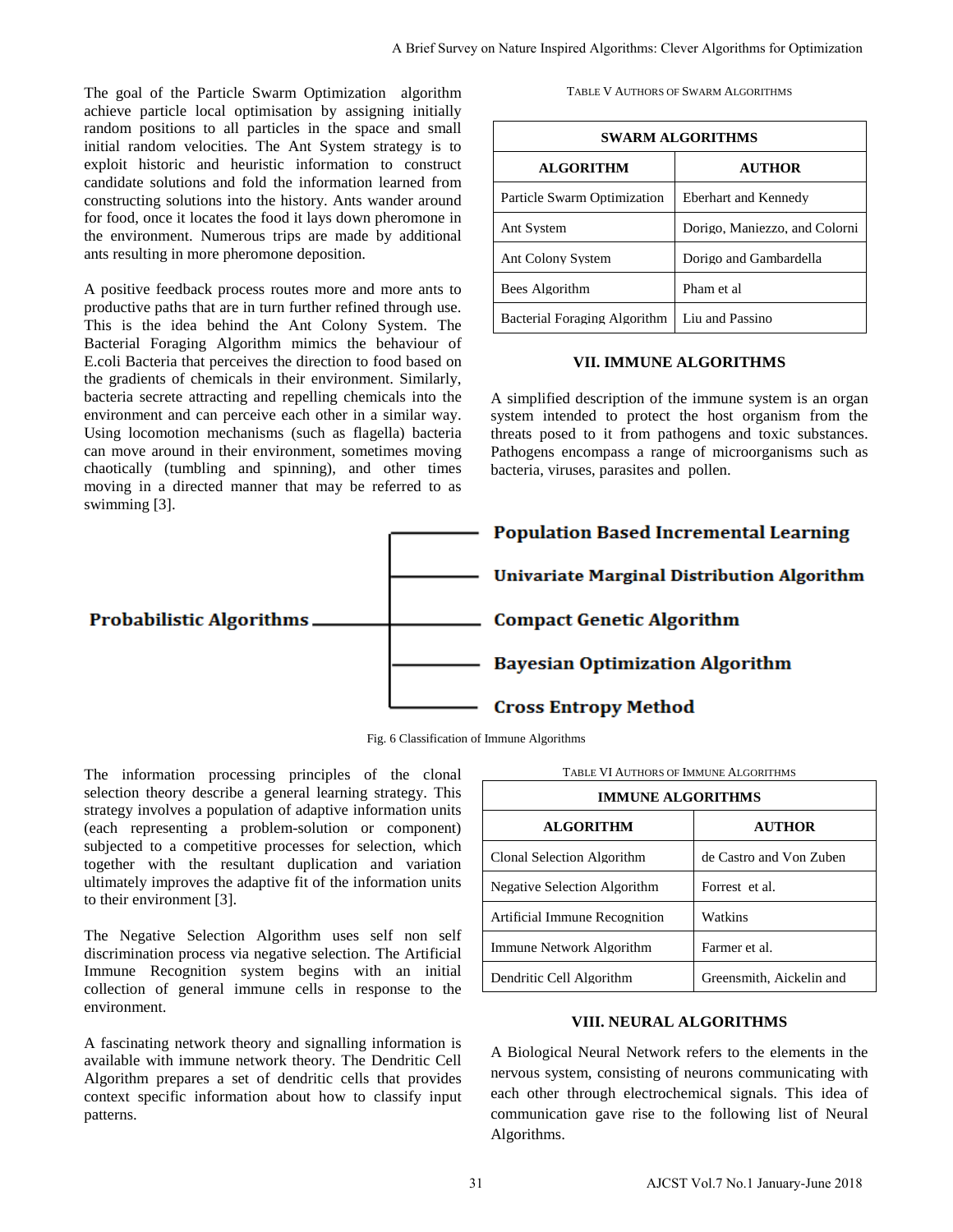The goal of the Particle Swarm Optimization algorithm achieve particle local optimisation by assigning initially random positions to all particles in the space and small initial random velocities. The Ant System strategy is to exploit historic and heuristic information to construct candidate solutions and fold the information learned from constructing solutions into the history. Ants wander around for food, once it locates the food it lays down pheromone in the environment. Numerous trips are made by additional ants resulting in more pheromone deposition.

A positive feedback process routes more and more ants to productive paths that are in turn further refined through use. This is the idea behind the Ant Colony System. The Bacterial Foraging Algorithm mimics the behaviour of E.coli Bacteria that perceives the direction to food based on the gradients of chemicals in their environment. Similarly, bacteria secrete attracting and repelling chemicals into the environment and can perceive each other in a similar way. Using locomotion mechanisms (such as flagella) bacteria can move around in their environment, sometimes moving chaotically (tumbling and spinning), and other times moving in a directed manner that may be referred to as swimming [3].

TABLE V AUTHORS OF SWARM ALGORITHMS

| SWARM ALGORITHMS | |
|---|---|
| **ALGORITHM** | **AUTHOR** |
| Particle Swarm Optimization | Eberhart and Kennedy |
| Ant System | Dorigo, Maniezzo, and Colorni |
| Ant Colony System | Dorigo and Gambardella |
| Bees Algorithm | Pham et al |
| Bacterial Foraging Algorithm | Liu and Passino |

## VII. IMMUNE ALGORITHMS

A simplified description of the immune system is an organ system intended to protect the host organism from the threats posed to it from pathogens and toxic substances. Pathogens encompass a range of microorganisms such as bacteria, viruses, parasites and pollen.

**Probabilistic Algorithms**
- **Population Based Incremental Learning**
- **Univariate Marginal Distribution Algorithm**
- **Compact Genetic Algorithm**
- **Bayesian Optimization Algorithm**
- **Cross Entropy Method**

Fig. 6 Classification of Immune Algorithms

The information processing principles of the clonal selection theory describe a general learning strategy. This strategy involves a population of adaptive information units (each representing a problem-solution or component) subjected to a competitive processes for selection, which together with the resultant duplication and variation ultimately improves the adaptive fit of the information units to their environment [3].

The Negative Selection Algorithm uses self non self discrimination process via negative selection. The Artificial Immune Recognition system begins with an initial collection of general immune cells in response to the environment.

A fascinating network theory and signalling information is available with immune network theory. The Dendritic Cell Algorithm prepares a set of dendritic cells that provides context specific information about how to classify input patterns.

TABLE VI AUTHORS OF IMMUNE ALGORITHMS

| IMMUNE ALGORITHMS | |
|---|---|
| **ALGORITHM** | **AUTHOR** |
| Clonal Selection Algorithm | de Castro and Von Zuben |
| Negative Selection Algorithm | Forrest et al. |
| Artificial Immune Recognition | Watkins |
| Immune Network Algorithm | Farmer et al. |
| Dendritic Cell Algorithm | Greensmith, Aickelin and |

## VIII. NEURAL ALGORITHMS

A Biological Neural Network refers to the elements in the nervous system, consisting of neurons communicating with each other through electrochemical signals. This idea of communication gave rise to the following list of Neural Algorithms.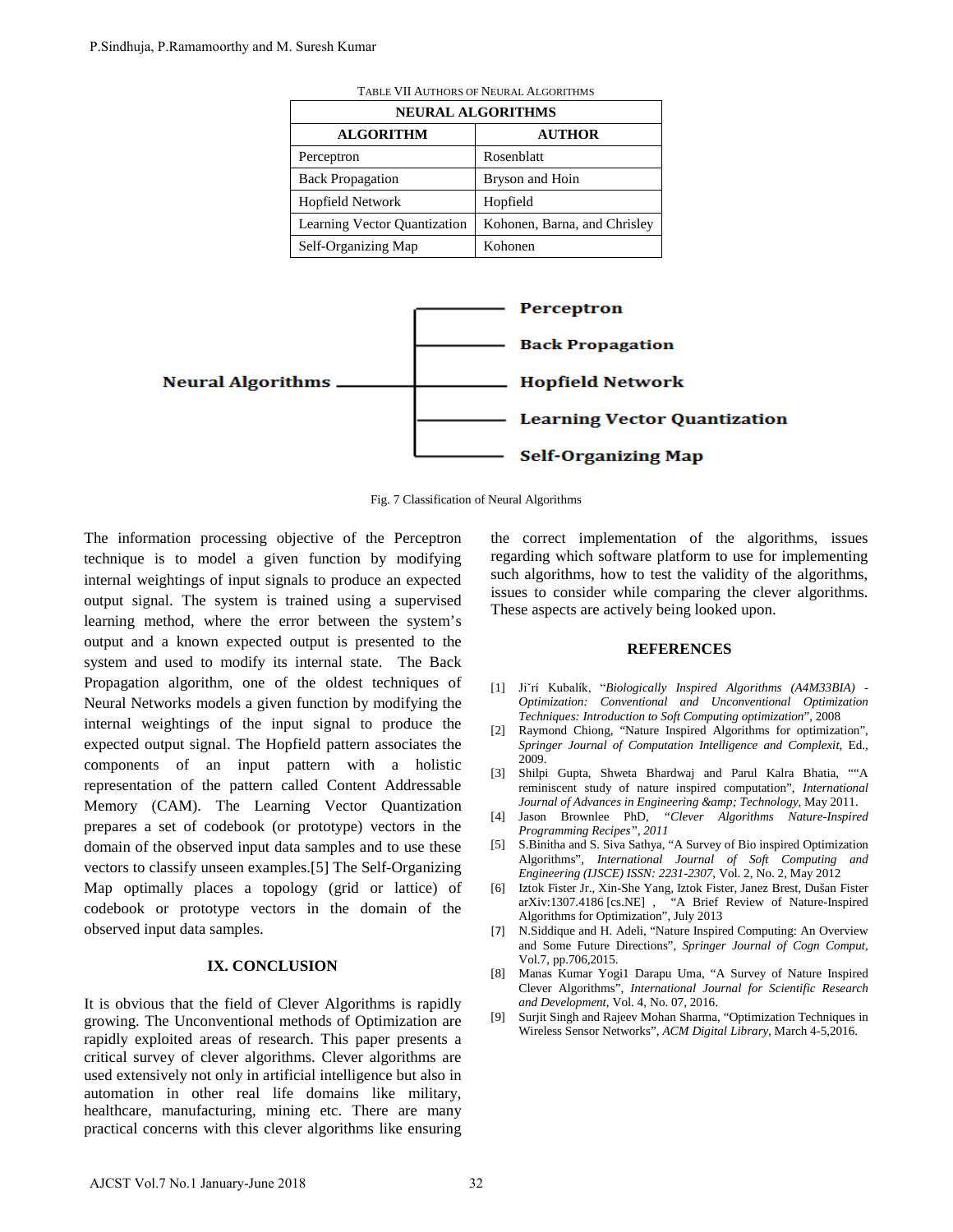TABLE VII AUTHORS OF NEURAL ALGORITHMS

| NEURAL ALGORITHMS | |
|---|---|
| **ALGORITHM** | **AUTHOR** |
| Perceptron | Rosenblatt |
| Back Propagation | Bryson and Hoin |
| Hopfield Network | Hopfield |
| Learning Vector Quantization | Kohonen, Barna, and Chrisley |
| Self-Organizing Map | Kohonen |

Neural Algorithms

Perceptron

Back Propagation

Hopfield Network

Learning Vector Quantization

Self-Organizing Map

Fig. 7 Classification of Neural Algorithms

The information processing objective of the Perceptron technique is to model a given function by modifying internal weightings of input signals to produce an expected output signal. The system is trained using a supervised learning method, where the error between the system's output and a known expected output is presented to the system and used to modify its internal state. The Back Propagation algorithm, one of the oldest techniques of Neural Networks models a given function by modifying the internal weightings of the input signal to produce the expected output signal. The Hopfield pattern associates the components of an input pattern with a holistic representation of the pattern called Content Addressable Memory (CAM). The Learning Vector Quantization prepares a set of codebook (or prototype) vectors in the domain of the observed input data samples and to use these vectors to classify unseen examples.[5] The Self-Organizing Map optimally places a topology (grid or lattice) of codebook or prototype vectors in the domain of the observed input data samples.

## IX. CONCLUSION

It is obvious that the field of Clever Algorithms is rapidly growing. The Unconventional methods of Optimization are rapidly exploited areas of research. This paper presents a critical survey of clever algorithms. Clever algorithms are used extensively not only in artificial intelligence but also in automation in other real life domains like military, healthcare, manufacturing, mining etc. There are many practical concerns with this clever algorithms like ensuring the correct implementation of the algorithms, issues regarding which software platform to use for implementing such algorithms, how to test the validity of the algorithms, issues to consider while comparing the clever algorithms. These aspects are actively being looked upon.

## REFERENCES

[1] Ji`rí Kubalík, "*Biologically Inspired Algorithms (A4M33BIA) - Optimization: Conventional and Unconventional Optimization Techniques: Introduction to Soft Computing optimization*", 2008

[2] Raymond Chiong, "Nature Inspired Algorithms for optimization", *Springer Journal of Computation Intelligence and Complexit*, Ed., 2009.

[3] Shilpi Gupta, Shweta Bhardwaj and Parul Kalra Bhatia, ""A reminiscent study of nature inspired computation", *International Journal of Advances in Engineering &amp; Technology*, May 2011.

[4] Jason Brownlee PhD, *"Clever Algorithms Nature-Inspired Programming Recipes", 2011*

[5] S.Binitha and S. Siva Sathya, "A Survey of Bio inspired Optimization Algorithms", *International Journal of Soft Computing and Engineering (IJSCE) ISSN: 2231-2307*, Vol. 2, No. 2, May 2012

[6] Iztok Fister Jr., Xin-She Yang, Iztok Fister, Janez Brest, Dušan Fister arXiv:1307.4186 [cs.NE] , "A Brief Review of Nature-Inspired Algorithms for Optimization", July 2013

[7] N.Siddique and H. Adeli, "Nature Inspired Computing: An Overview and Some Future Directions", *Springer Journal of Cogn Comput*, Vol.7, pp.706,2015.

[8] Manas Kumar Yogi1 Darapu Uma, "A Survey of Nature Inspired Clever Algorithms", *International Journal for Scientific Research and Development*, Vol. 4, No. 07, 2016.

[9] Surjit Singh and Rajeev Mohan Sharma, "Optimization Techniques in Wireless Sensor Networks", *ACM Digital Library*, March 4-5,2016.